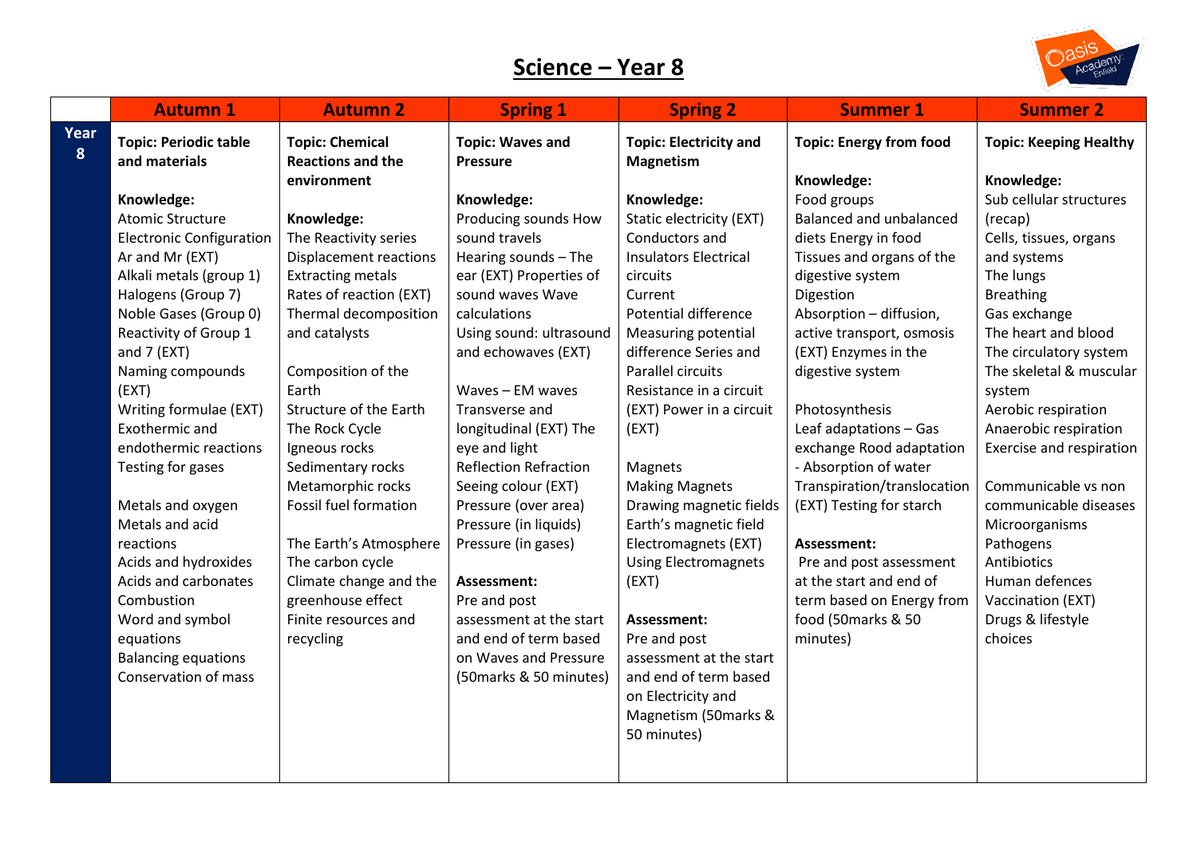# Science – Year 8

| | Autumn 1 | Autumn 2 | Spring 1 | Spring 2 | Summer 1 | Summer 2 |
|---|---|---|---|---|---|---|
| **Year 8** | **Topic: Periodic table and materials**<br><br>**Knowledge:**<br>Atomic Structure<br>Electronic Configuration<br>Ar and Mr (EXT)<br>Alkali metals (group 1)<br>Halogens (Group 7)<br>Noble Gases (Group 0)<br>Reactivity of Group 1 and 7 (EXT)<br>Naming compounds (EXT)<br>Writing formulae (EXT)<br>Exothermic and endothermic reactions<br>Testing for gases<br><br>Metals and oxygen<br>Metals and acid reactions<br>Acids and hydroxides<br>Acids and carbonates<br>Combustion<br>Word and symbol equations<br>Balancing equations<br>Conservation of mass | **Topic: Chemical Reactions and the environment**<br><br>**Knowledge:**<br>The Reactivity series<br>Displacement reactions<br>Extracting metals<br>Rates of reaction (EXT)<br>Thermal decomposition and catalysts<br><br>Composition of the Earth<br>Structure of the Earth<br>The Rock Cycle<br>Igneous rocks<br>Sedimentary rocks<br>Metamorphic rocks<br>Fossil fuel formation<br><br>The Earth's Atmosphere<br>The carbon cycle<br>Climate change and the greenhouse effect<br>Finite resources and recycling | **Topic: Waves and Pressure**<br><br>**Knowledge:**<br>Producing sounds How sound travels<br>Hearing sounds – The ear (EXT) Properties of sound waves Wave calculations<br>Using sound: ultrasound and echowaves (EXT)<br><br>Waves – EM waves<br>Transverse and longitudinal (EXT) The eye and light<br>Reflection Refraction<br>Seeing colour (EXT)<br>Pressure (over area)<br>Pressure (in liquids)<br>Pressure (in gases)<br><br>**Assessment:**<br>Pre and post assessment at the start and end of term based on Waves and Pressure (50marks & 50 minutes) | **Topic: Electricity and Magnetism**<br><br>**Knowledge:**<br>Static electricity (EXT)<br>Conductors and Insulators Electrical circuits<br>Current<br>Potential difference<br>Measuring potential difference Series and Parallel circuits<br>Resistance in a circuit (EXT) Power in a circuit (EXT)<br><br>Magnets<br>Making Magnets<br>Drawing magnetic fields<br>Earth's magnetic field<br>Electromagnets (EXT)<br>Using Electromagnets (EXT)<br><br>**Assessment:**<br>Pre and post assessment at the start and end of term based on Electricity and Magnetism (50marks & 50 minutes) | **Topic: Energy from food**<br><br>**Knowledge:**<br>Food groups<br>Balanced and unbalanced diets Energy in food<br>Tissues and organs of the digestive system<br>Digestion<br>Absorption – diffusion, active transport, osmosis (EXT) Enzymes in the digestive system<br><br>Photosynthesis<br>Leaf adaptations – Gas exchange Rood adaptation - Absorption of water<br>Transpiration/translocation (EXT) Testing for starch<br><br>**Assessment:**<br>Pre and post assessment at the start and end of term based on Energy from food (50marks & 50 minutes) | **Topic: Keeping Healthy**<br><br>**Knowledge:**<br>Sub cellular structures (recap)<br>Cells, tissues, organs and systems<br>The lungs<br>Breathing<br>Gas exchange<br>The heart and blood<br>The circulatory system<br>The skeletal & muscular system<br>Aerobic respiration<br>Anaerobic respiration<br>Exercise and respiration<br><br>Communicable vs non communicable diseases<br>Microorganisms<br>Pathogens<br>Antibiotics<br>Human defences<br>Vaccination (EXT)<br>Drugs & lifestyle choices |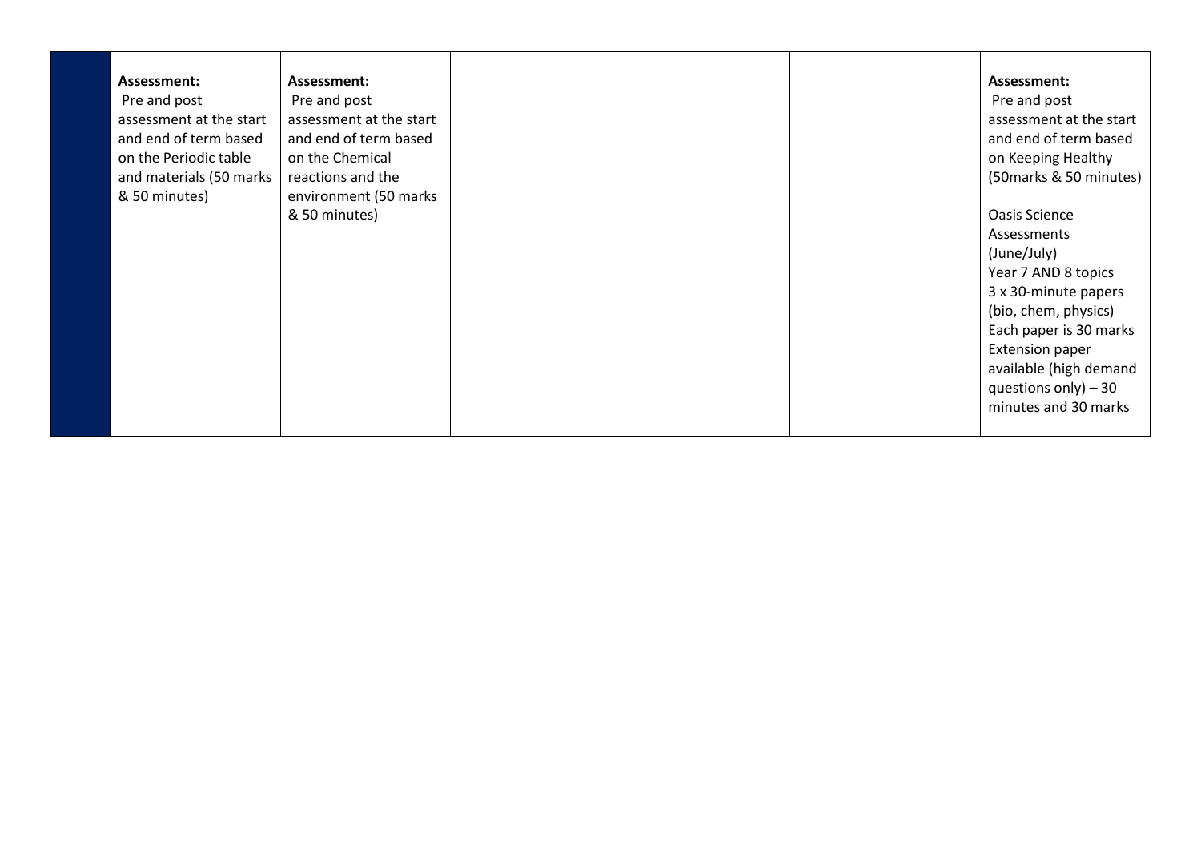| | | | | | | |
|---|---|---|---|---|---|---|
| | **Assessment:**<br>Pre and post assessment at the start and end of term based on the Periodic table and materials (50 marks & 50 minutes) | **Assessment:**<br>Pre and post assessment at the start and end of term based on the Chemical reactions and the environment (50 marks & 50 minutes) | | | | **Assessment:**<br>Pre and post assessment at the start and end of term based on Keeping Healthy (50marks & 50 minutes)<br><br>Oasis Science Assessments (June/July)<br>Year 7 AND 8 topics<br>3 x 30-minute papers (bio, chem, physics)<br>Each paper is 30 marks<br>Extension paper available (high demand questions only) – 30 minutes and 30 marks |